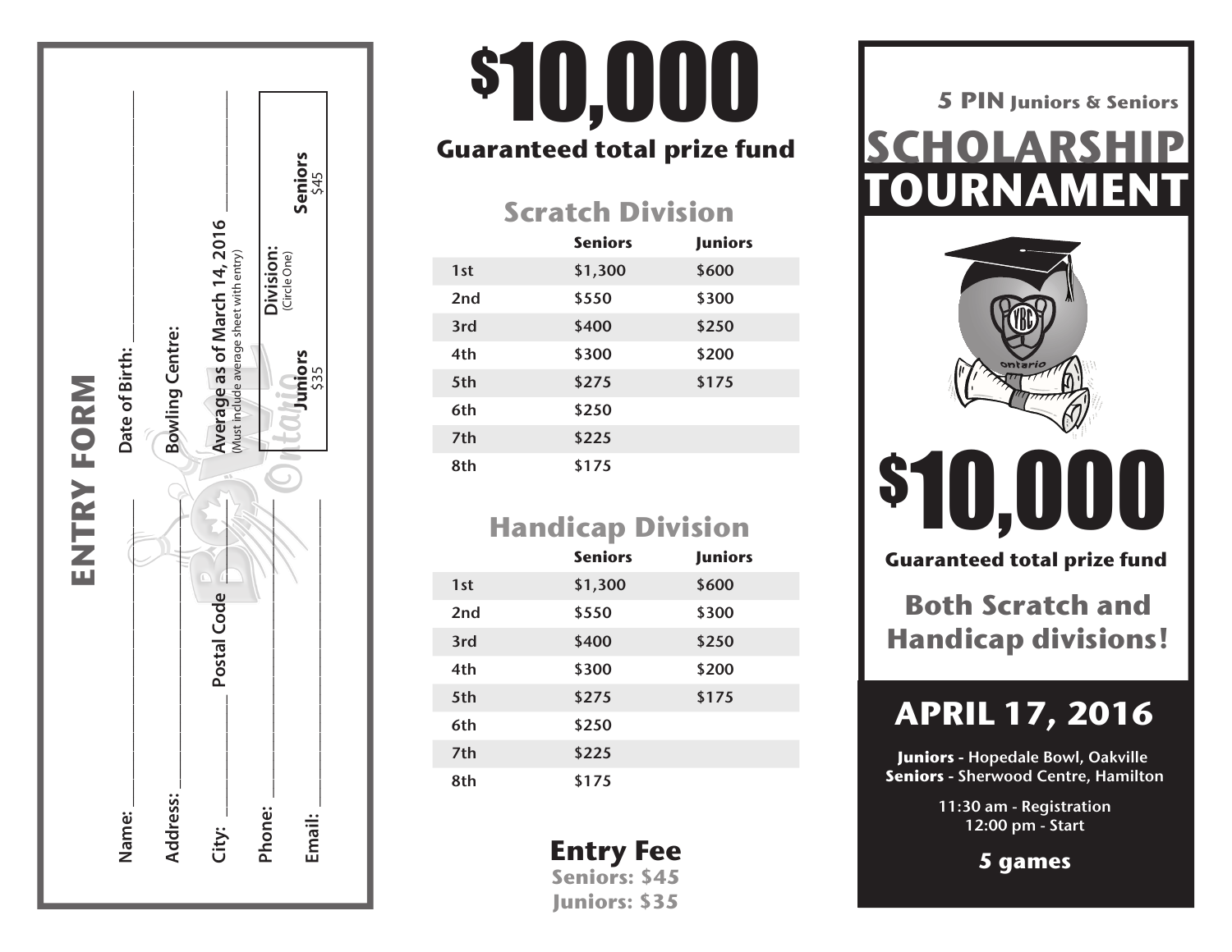## ENTRY FORM

Name: ______________________ Date of Birth: ______________________

Address: ______________________ Bowling Centre: ______________________

City: ____________ Postal Code ____________ **Average as of March 14, 2016** ____________
(Must include average sheet with entry)

Phone: ______________________ **Division:** (Circle One) **Juniors** $35 **Seniors** $45

Email: ______________________

# $10,000

**Guaranteed total prize fund**

## Scratch Division

| | Seniors | Juniors |
|---|---|---|
| 1st | $1,300 | $600 |
| 2nd | $550 | $300 |
| 3rd | $400 | $250 |
| 4th | $300 | $200 |
| 5th | $275 | $175 |
| 6th | $250 | |
| 7th | $225 | |
| 8th | $175 | |

## Handicap Division

| | Seniors | Juniors |
|---|---|---|
| 1st | $1,300 | $600 |
| 2nd | $550 | $300 |
| 3rd | $400 | $250 |
| 4th | $300 | $200 |
| 5th | $275 | $175 |
| 6th | $250 | |
| 7th | $225 | |
| 8th | $175 | |

## Entry Fee

**Seniors: $45**
**Juniors: $35**

**5 PIN Juniors & Seniors**

# SCHOLARSHIP TOURNAMENT

# $10,000

**Guaranteed total prize fund**

## Both Scratch and Handicap divisions!

## APRIL 17, 2016

**Juniors** - Hopedale Bowl, Oakville
**Seniors** - Sherwood Centre, Hamilton

11:30 am - Registration
12:00 pm - Start

**5 games**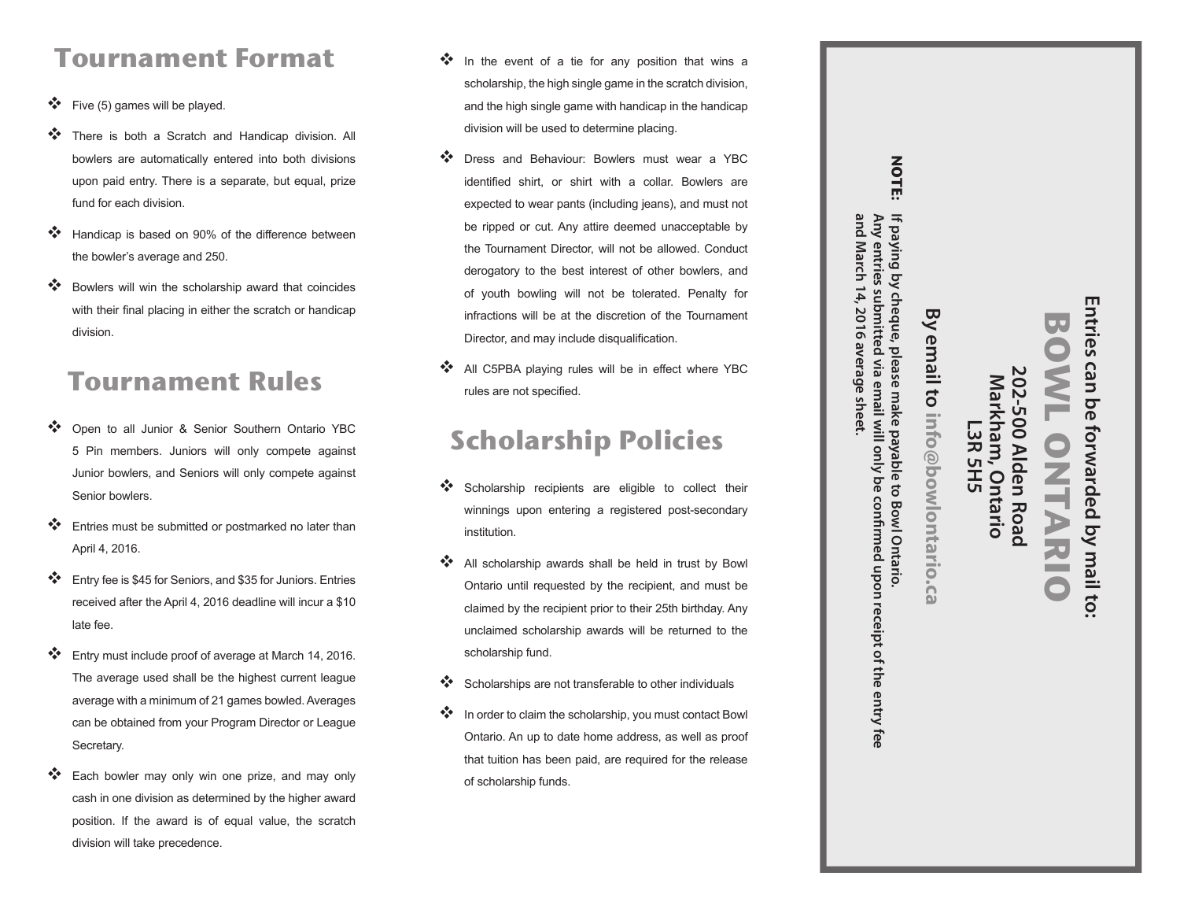## Tournament Format

- Five (5) games will be played.
- There is both a Scratch and Handicap division. All bowlers are automatically entered into both divisions upon paid entry. There is a separate, but equal, prize fund for each division.
- Handicap is based on 90% of the difference between the bowler's average and 250.
- Bowlers will win the scholarship award that coincides with their final placing in either the scratch or handicap division.

## Tournament Rules

- Open to all Junior & Senior Southern Ontario YBC 5 Pin members. Juniors will only compete against Junior bowlers, and Seniors will only compete against Senior bowlers.
- Entries must be submitted or postmarked no later than April 4, 2016.
- Entry fee is $45 for Seniors, and $35 for Juniors. Entries received after the April 4, 2016 deadline will incur a $10 late fee.
- Entry must include proof of average at March 14, 2016. The average used shall be the highest current league average with a minimum of 21 games bowled. Averages can be obtained from your Program Director or League Secretary.
- Each bowler may only win one prize, and may only cash in one division as determined by the higher award position. If the award is of equal value, the scratch division will take precedence.
- In the event of a tie for any position that wins a scholarship, the high single game in the scratch division, and the high single game with handicap in the handicap division will be used to determine placing.
- Dress and Behaviour: Bowlers must wear a YBC identified shirt, or shirt with a collar. Bowlers are expected to wear pants (including jeans), and must not be ripped or cut. Any attire deemed unacceptable by the Tournament Director, will not be allowed. Conduct derogatory to the best interest of other bowlers, and of youth bowling will not be tolerated. Penalty for infractions will be at the discretion of the Tournament Director, and may include disqualification.
- All C5PBA playing rules will be in effect where YBC rules are not specified.

## Scholarship Policies

- Scholarship recipients are eligible to collect their winnings upon entering a registered post-secondary institution.
- All scholarship awards shall be held in trust by Bowl Ontario until requested by the recipient, and must be claimed by the recipient prior to their 25th birthday. Any unclaimed scholarship awards will be returned to the scholarship fund.
- Scholarships are not transferable to other individuals
- In order to claim the scholarship, you must contact Bowl Ontario. An up to date home address, as well as proof that tuition has been paid, are required for the release of scholarship funds.

**Entries can be forwarded by mail to:**

**BOWL ONTARIO**
**202-500 Alden Road**
**Markham, Ontario**
**L3R 5H5**

**By email to info@bowlontario.ca**

**NOTE:** **If paying by cheque, please make payable to Bowl Ontario. Any entries submitted via email will only be confirmed upon receipt of the entry fee and March 14, 2016 average sheet.**